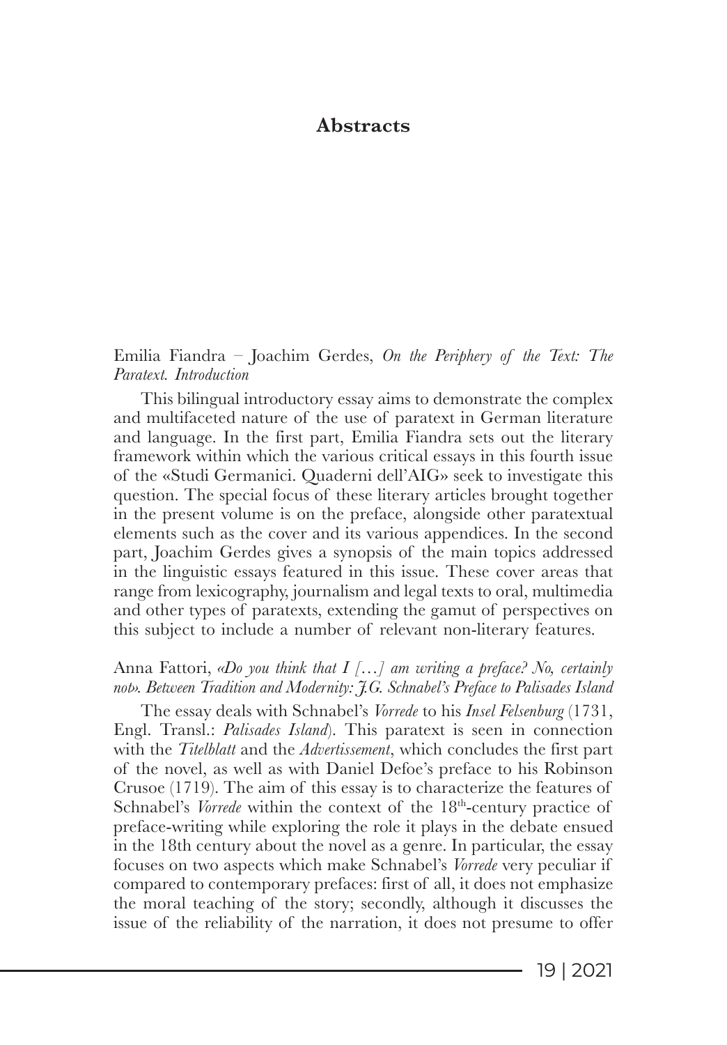# Abstracts

Emilia Fiandra – Joachim Gerdes, *On the Periphery of the Text: The Paratext. Introduction*

This bilingual introductory essay aims to demonstrate the complex and multifaceted nature of the use of paratext in German literature and language. In the first part, Emilia Fiandra sets out the literary framework within which the various critical essays in this fourth issue of the «Studi Germanici. Quaderni dell'AIG» seek to investigate this question. The special focus of these literary articles brought together in the present volume is on the preface, alongside other paratextual elements such as the cover and its various appendices. In the second part, Joachim Gerdes gives a synopsis of the main topics addressed in the linguistic essays featured in this issue. These cover areas that range from lexicography, journalism and legal texts to oral, multimedia and other types of paratexts, extending the gamut of perspectives on this subject to include a number of relevant non-literary features.

Anna Fattori, *«Do you think that I […] am writing a preface? No, certainly not». Between Tradition and Modernity: J.G. Schnabel's Preface to Palisades Island*

The essay deals with Schnabel's *Vorrede* to his *Insel Felsenburg* (1731, Engl. Transl.: *Palisades Island*). This paratext is seen in connection with the *Titelblatt* and the *Advertissement*, which concludes the first part of the novel, as well as with Daniel Defoe's preface to his Robinson Crusoe (1719). The aim of this essay is to characterize the features of Schnabel's *Vorrede* within the context of the 18th-century practice of preface-writing while exploring the role it plays in the debate ensued in the 18th century about the novel as a genre. In particular, the essay focuses on two aspects which make Schnabel's *Vorrede* very peculiar if compared to contemporary prefaces: first of all, it does not emphasize the moral teaching of the story; secondly, although it discusses the issue of the reliability of the narration, it does not presume to offer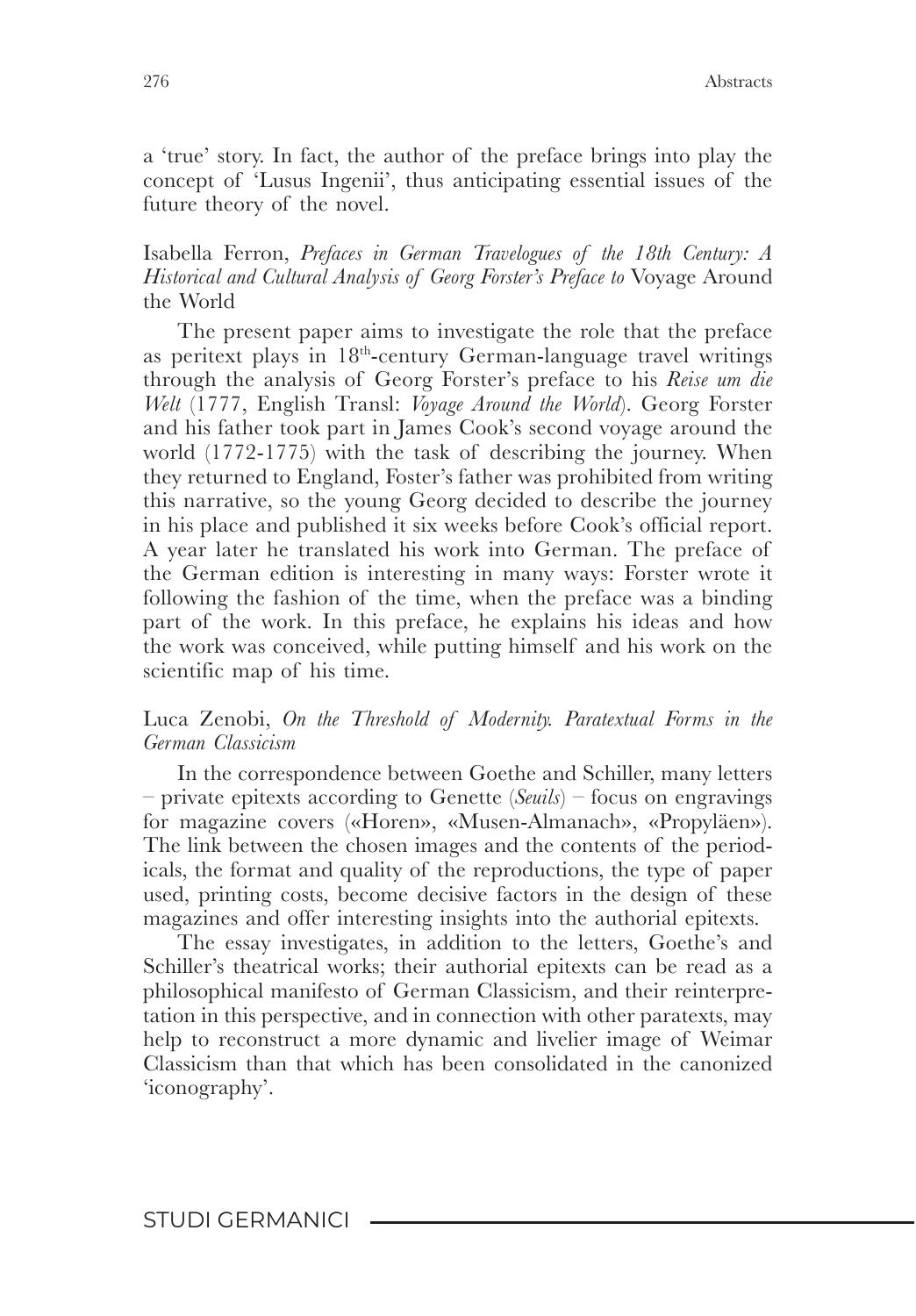a 'true' story. In fact, the author of the preface brings into play the concept of 'Lusus Ingenii', thus anticipating essential issues of the future theory of the novel.

Isabella Ferron, *Prefaces in German Travelogues of the 18th Century: A Historical and Cultural Analysis of Georg Forster's Preface to* Voyage Around the World

The present paper aims to investigate the role that the preface as peritext plays in 18th-century German-language travel writings through the analysis of Georg Forster's preface to his *Reise um die Welt* (1777, English Transl: *Voyage Around the World*). Georg Forster and his father took part in James Cook's second voyage around the world (1772-1775) with the task of describing the journey. When they returned to England, Foster's father was prohibited from writing this narrative, so the young Georg decided to describe the journey in his place and published it six weeks before Cook's official report. A year later he translated his work into German. The preface of the German edition is interesting in many ways: Forster wrote it following the fashion of the time, when the preface was a binding part of the work. In this preface, he explains his ideas and how the work was conceived, while putting himself and his work on the scientific map of his time.

Luca Zenobi, *On the Threshold of Modernity. Paratextual Forms in the German Classicism*

In the correspondence between Goethe and Schiller, many letters – private epitexts according to Genette (*Seuils*) – focus on engravings for magazine covers («Horen», «Musen-Almanach», «Propyläen»). The link between the chosen images and the contents of the periodicals, the format and quality of the reproductions, the type of paper used, printing costs, become decisive factors in the design of these magazines and offer interesting insights into the authorial epitexts.

The essay investigates, in addition to the letters, Goethe's and Schiller's theatrical works; their authorial epitexts can be read as a philosophical manifesto of German Classicism, and their reinterpretation in this perspective, and in connection with other paratexts, may help to reconstruct a more dynamic and livelier image of Weimar Classicism than that which has been consolidated in the canonized 'iconography'.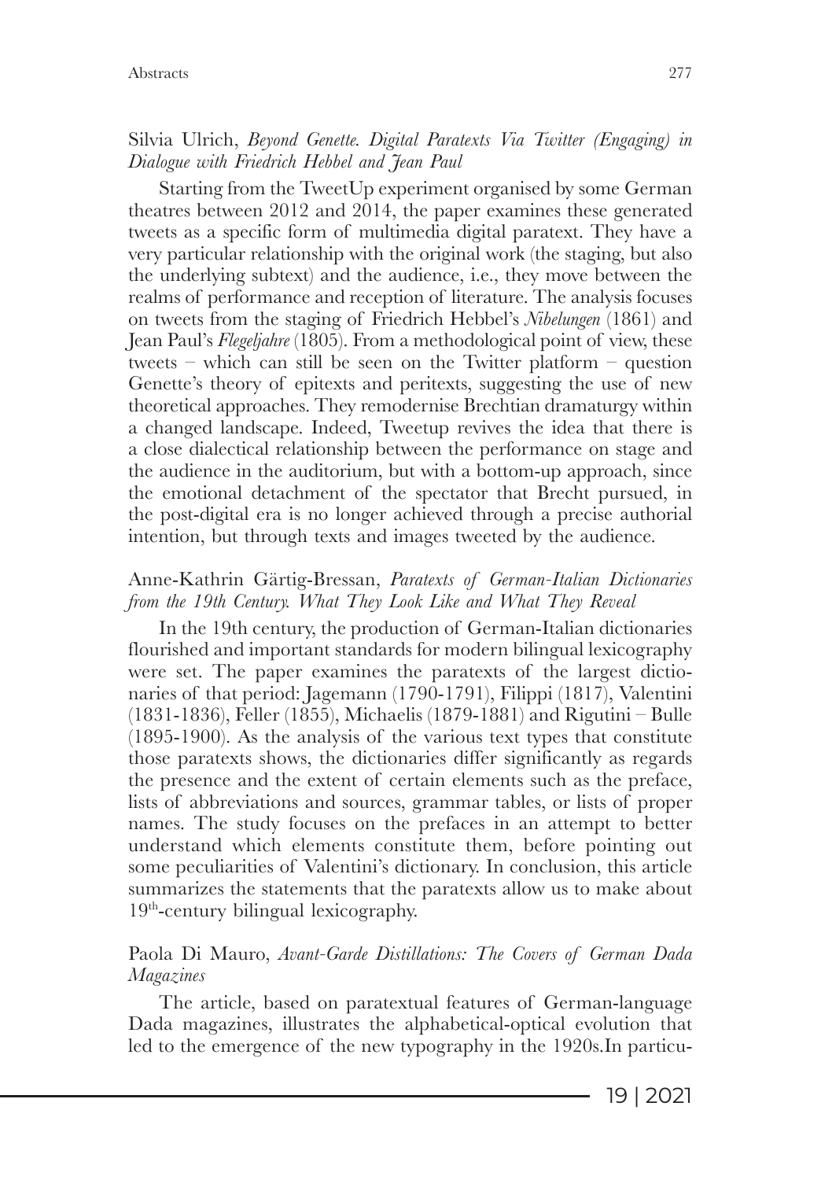Silvia Ulrich, *Beyond Genette. Digital Paratexts Via Twitter (Engaging) in Dialogue with Friedrich Hebbel and Jean Paul*

Starting from the TweetUp experiment organised by some German theatres between 2012 and 2014, the paper examines these generated tweets as a specific form of multimedia digital paratext. They have a very particular relationship with the original work (the staging, but also the underlying subtext) and the audience, i.e., they move between the realms of performance and reception of literature. The analysis focuses on tweets from the staging of Friedrich Hebbel's *Nibelungen* (1861) and Jean Paul's *Flegeljahre* (1805). From a methodological point of view, these tweets – which can still be seen on the Twitter platform – question Genette's theory of epitexts and peritexts, suggesting the use of new theoretical approaches. They remodernise Brechtian dramaturgy within a changed landscape. Indeed, Tweetup revives the idea that there is a close dialectical relationship between the performance on stage and the audience in the auditorium, but with a bottom-up approach, since the emotional detachment of the spectator that Brecht pursued, in the post-digital era is no longer achieved through a precise authorial intention, but through texts and images tweeted by the audience.

Anne-Kathrin Gärtig-Bressan, *Paratexts of German-Italian Dictionaries from the 19th Century. What They Look Like and What They Reveal*

In the 19th century, the production of German-Italian dictionaries flourished and important standards for modern bilingual lexicography were set. The paper examines the paratexts of the largest dictionaries of that period: Jagemann (1790-1791), Filippi (1817), Valentini (1831-1836), Feller (1855), Michaelis (1879-1881) and Rigutini – Bulle (1895-1900). As the analysis of the various text types that constitute those paratexts shows, the dictionaries differ significantly as regards the presence and the extent of certain elements such as the preface, lists of abbreviations and sources, grammar tables, or lists of proper names. The study focuses on the prefaces in an attempt to better understand which elements constitute them, before pointing out some peculiarities of Valentini's dictionary. In conclusion, this article summarizes the statements that the paratexts allow us to make about 19th-century bilingual lexicography.

Paola Di Mauro, *Avant-Garde Distillations: The Covers of German Dada Magazines*

The article, based on paratextual features of German-language Dada magazines, illustrates the alphabetical-optical evolution that led to the emergence of the new typography in the 1920s.In particu-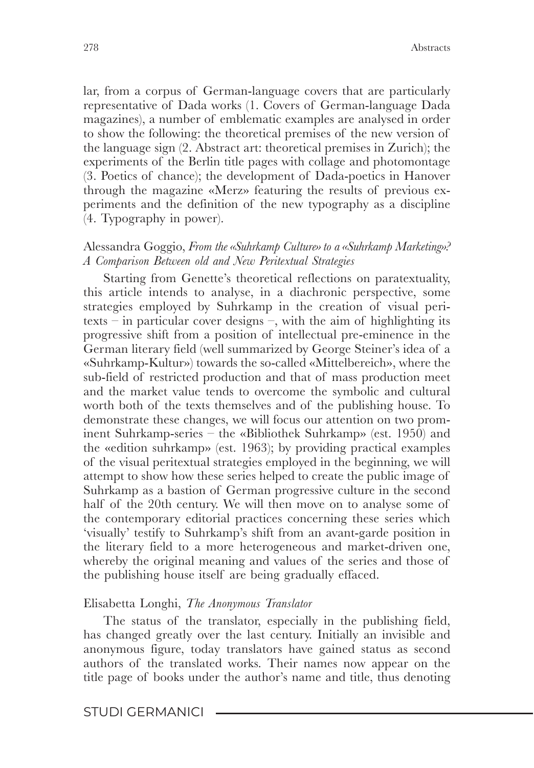lar, from a corpus of German-language covers that are particularly representative of Dada works (1. Covers of German-language Dada magazines), a number of emblematic examples are analysed in order to show the following: the theoretical premises of the new version of the language sign (2. Abstract art: theoretical premises in Zurich); the experiments of the Berlin title pages with collage and photomontage (3. Poetics of chance); the development of Dada-poetics in Hanover through the magazine «Merz» featuring the results of previous experiments and the definition of the new typography as a discipline (4. Typography in power).

Alessandra Goggio, *From the «Suhrkamp Culture» to a «Suhrkamp Marketing»? A Comparison Between old and New Peritextual Strategies*

Starting from Genette's theoretical reflections on paratextuality, this article intends to analyse, in a diachronic perspective, some strategies employed by Suhrkamp in the creation of visual peritexts – in particular cover designs –, with the aim of highlighting its progressive shift from a position of intellectual pre-eminence in the German literary field (well summarized by George Steiner's idea of a «Suhrkamp-Kultur») towards the so-called «Mittelbereich», where the sub-field of restricted production and that of mass production meet and the market value tends to overcome the symbolic and cultural worth both of the texts themselves and of the publishing house. To demonstrate these changes, we will focus our attention on two prominent Suhrkamp-series – the «Bibliothek Suhrkamp» (est. 1950) and the «edition suhrkamp» (est. 1963); by providing practical examples of the visual peritextual strategies employed in the beginning, we will attempt to show how these series helped to create the public image of Suhrkamp as a bastion of German progressive culture in the second half of the 20th century. We will then move on to analyse some of the contemporary editorial practices concerning these series which 'visually' testify to Suhrkamp's shift from an avant-garde position in the literary field to a more heterogeneous and market-driven one, whereby the original meaning and values of the series and those of the publishing house itself are being gradually effaced.

Elisabetta Longhi, *The Anonymous Translator*

The status of the translator, especially in the publishing field, has changed greatly over the last century. Initially an invisible and anonymous figure, today translators have gained status as second authors of the translated works. Their names now appear on the title page of books under the author's name and title, thus denoting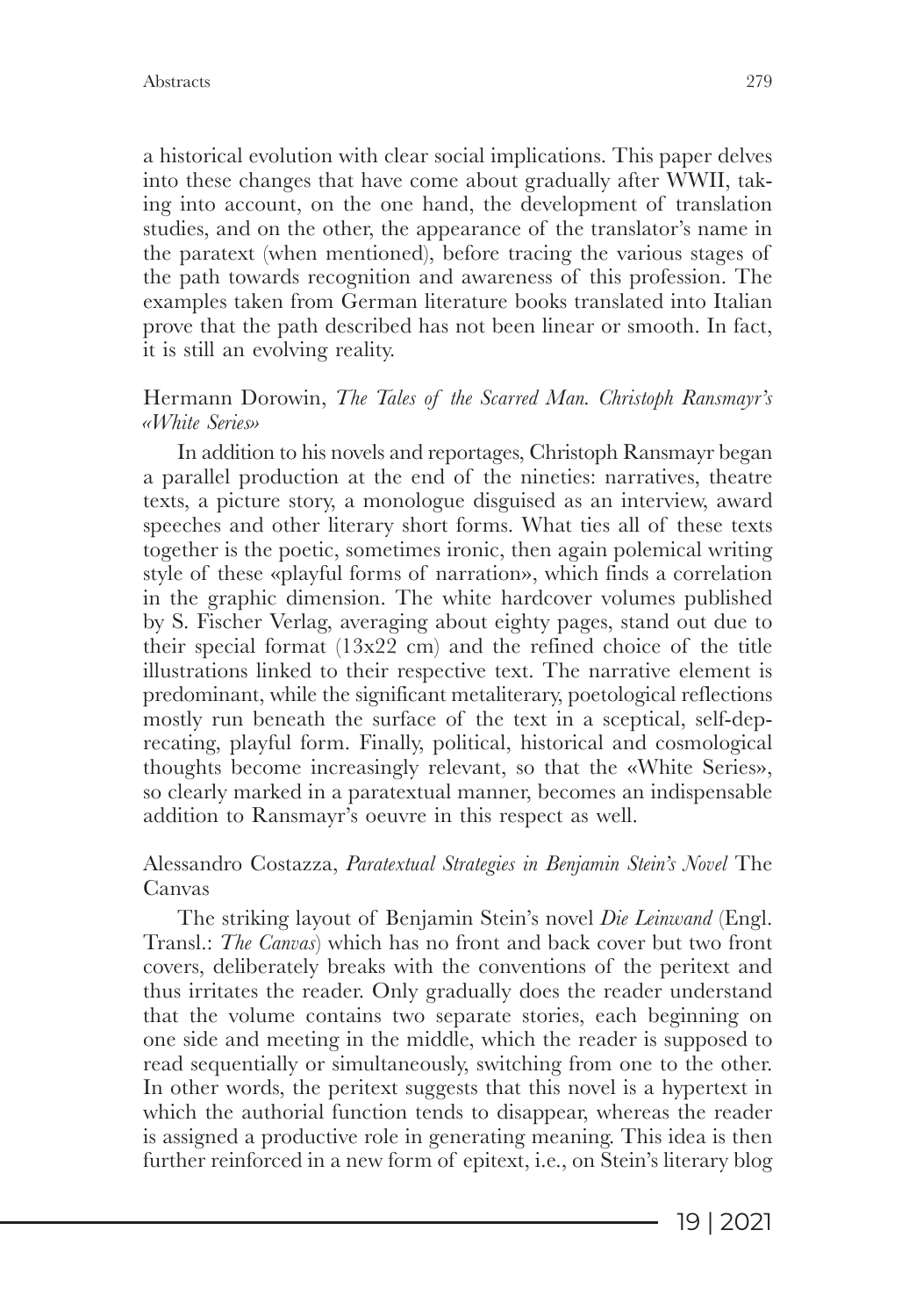a historical evolution with clear social implications. This paper delves into these changes that have come about gradually after WWII, taking into account, on the one hand, the development of translation studies, and on the other, the appearance of the translator's name in the paratext (when mentioned), before tracing the various stages of the path towards recognition and awareness of this profession. The examples taken from German literature books translated into Italian prove that the path described has not been linear or smooth. In fact, it is still an evolving reality.

Hermann Dorowin, *The Tales of the Scarred Man. Christoph Ransmayr's «White Series»*

In addition to his novels and reportages, Christoph Ransmayr began a parallel production at the end of the nineties: narratives, theatre texts, a picture story, a monologue disguised as an interview, award speeches and other literary short forms. What ties all of these texts together is the poetic, sometimes ironic, then again polemical writing style of these «playful forms of narration», which finds a correlation in the graphic dimension. The white hardcover volumes published by S. Fischer Verlag, averaging about eighty pages, stand out due to their special format (13x22 cm) and the refined choice of the title illustrations linked to their respective text. The narrative element is predominant, while the significant metaliterary, poetological reflections mostly run beneath the surface of the text in a sceptical, self-deprecating, playful form. Finally, political, historical and cosmological thoughts become increasingly relevant, so that the «White Series», so clearly marked in a paratextual manner, becomes an indispensable addition to Ransmayr's oeuvre in this respect as well.

Alessandro Costazza, *Paratextual Strategies in Benjamin Stein's Novel* The Canvas

The striking layout of Benjamin Stein's novel *Die Leinwand* (Engl. Transl.: *The Canvas*) which has no front and back cover but two front covers, deliberately breaks with the conventions of the peritext and thus irritates the reader. Only gradually does the reader understand that the volume contains two separate stories, each beginning on one side and meeting in the middle, which the reader is supposed to read sequentially or simultaneously, switching from one to the other. In other words, the peritext suggests that this novel is a hypertext in which the authorial function tends to disappear, whereas the reader is assigned a productive role in generating meaning. This idea is then further reinforced in a new form of epitext, i.e., on Stein's literary blog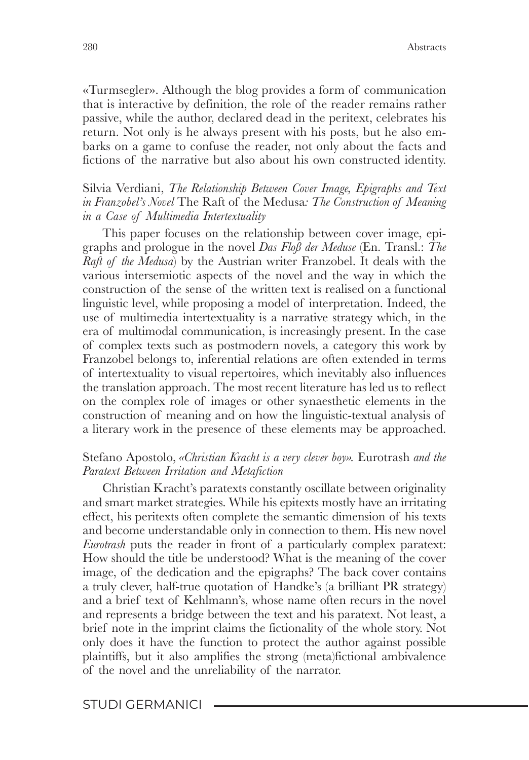«Turmsegler». Although the blog provides a form of communication that is interactive by definition, the role of the reader remains rather passive, while the author, declared dead in the peritext, celebrates his return. Not only is he always present with his posts, but he also embarks on a game to confuse the reader, not only about the facts and fictions of the narrative but also about his own constructed identity.

Silvia Verdiani, *The Relationship Between Cover Image, Epigraphs and Text in Franzobel's Novel* The Raft of the Medusa*: The Construction of Meaning in a Case of Multimedia Intertextuality*

This paper focuses on the relationship between cover image, epigraphs and prologue in the novel *Das Floß der Meduse* (En. Transl.: *The Raft of the Medusa*) by the Austrian writer Franzobel. It deals with the various intersemiotic aspects of the novel and the way in which the construction of the sense of the written text is realised on a functional linguistic level, while proposing a model of interpretation. Indeed, the use of multimedia intertextuality is a narrative strategy which, in the era of multimodal communication, is increasingly present. In the case of complex texts such as postmodern novels, a category this work by Franzobel belongs to, inferential relations are often extended in terms of intertextuality to visual repertoires, which inevitably also influences the translation approach. The most recent literature has led us to reflect on the complex role of images or other synaesthetic elements in the construction of meaning and on how the linguistic-textual analysis of a literary work in the presence of these elements may be approached.

Stefano Apostolo, *«Christian Kracht is a very clever boy».* Eurotrash *and the Paratext Between Irritation and Metafiction*

Christian Kracht's paratexts constantly oscillate between originality and smart market strategies. While his epitexts mostly have an irritating effect, his peritexts often complete the semantic dimension of his texts and become understandable only in connection to them. His new novel *Eurotrash* puts the reader in front of a particularly complex paratext: How should the title be understood? What is the meaning of the cover image, of the dedication and the epigraphs? The back cover contains a truly clever, half-true quotation of Handke's (a brilliant PR strategy) and a brief text of Kehlmann's, whose name often recurs in the novel and represents a bridge between the text and his paratext. Not least, a brief note in the imprint claims the fictionality of the whole story. Not only does it have the function to protect the author against possible plaintiffs, but it also amplifies the strong (meta)fictional ambivalence of the novel and the unreliability of the narrator.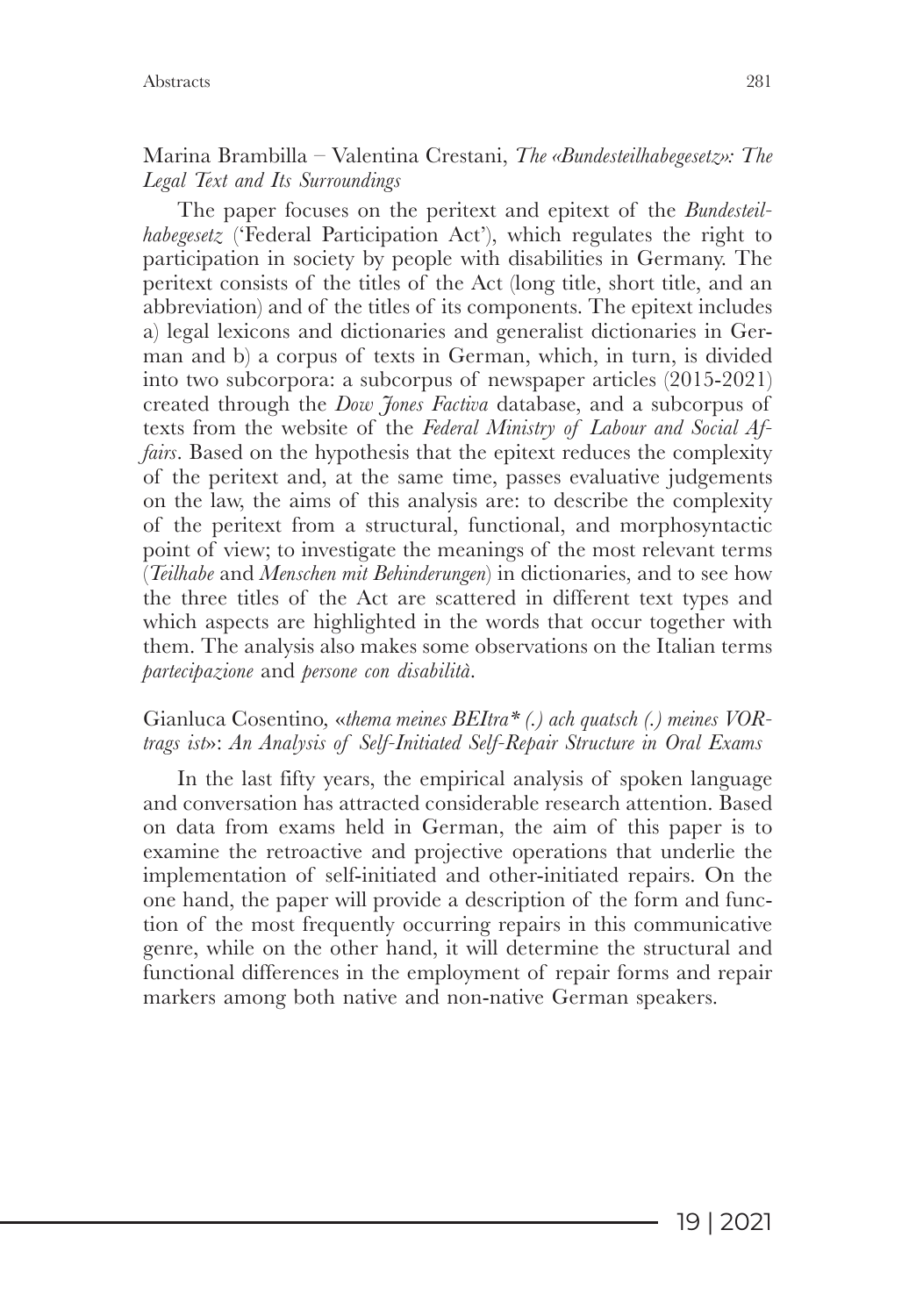Marina Brambilla – Valentina Crestani, *The «Bundesteilhabegesetz»: The Legal Text and Its Surroundings*

The paper focuses on the peritext and epitext of the *Bundesteilhabegesetz* ('Federal Participation Act'), which regulates the right to participation in society by people with disabilities in Germany. The peritext consists of the titles of the Act (long title, short title, and an abbreviation) and of the titles of its components. The epitext includes a) legal lexicons and dictionaries and generalist dictionaries in German and b) a corpus of texts in German, which, in turn, is divided into two subcorpora: a subcorpus of newspaper articles (2015-2021) created through the *Dow Jones Factiva* database, and a subcorpus of texts from the website of the *Federal Ministry of Labour and Social Affairs*. Based on the hypothesis that the epitext reduces the complexity of the peritext and, at the same time, passes evaluative judgements on the law, the aims of this analysis are: to describe the complexity of the peritext from a structural, functional, and morphosyntactic point of view; to investigate the meanings of the most relevant terms (*Teilhabe* and *Menschen mit Behinderungen*) in dictionaries, and to see how the three titles of the Act are scattered in different text types and which aspects are highlighted in the words that occur together with them. The analysis also makes some observations on the Italian terms *partecipazione* and *persone con disabilità*.

Gianluca Cosentino, «*thema meines BEItra* (.) ach quatsch (.) meines VORtrags ist*»: *An Analysis of Self-Initiated Self-Repair Structure in Oral Exams*

In the last fifty years, the empirical analysis of spoken language and conversation has attracted considerable research attention. Based on data from exams held in German, the aim of this paper is to examine the retroactive and projective operations that underlie the implementation of self-initiated and other-initiated repairs. On the one hand, the paper will provide a description of the form and function of the most frequently occurring repairs in this communicative genre, while on the other hand, it will determine the structural and functional differences in the employment of repair forms and repair markers among both native and non-native German speakers.